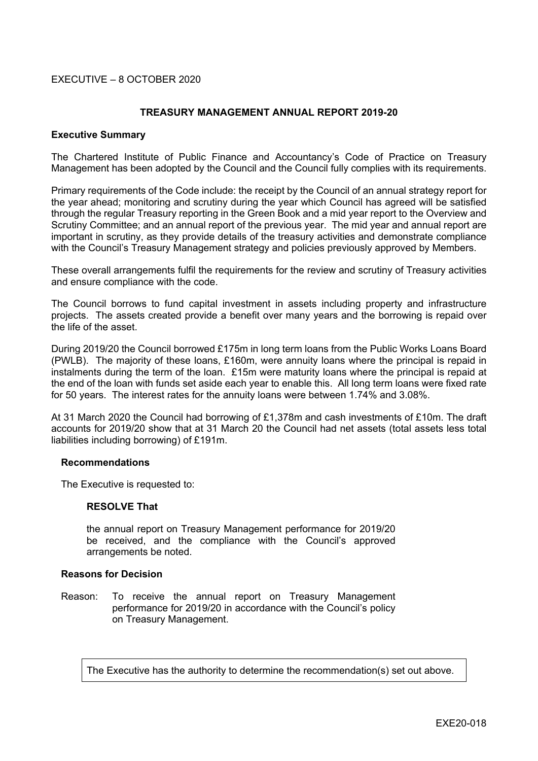EXECUTIVE – 8 OCTOBER 2020

## TREASURY MANAGEMENT ANNUAL REPORT 2019-20

### Executive Summary

The Chartered Institute of Public Finance and Accountancy's Code of Practice on Treasury Management has been adopted by the Council and the Council fully complies with its requirements.

Primary requirements of the Code include: the receipt by the Council of an annual strategy report for the year ahead; monitoring and scrutiny during the year which Council has agreed will be satisfied through the regular Treasury reporting in the Green Book and a mid year report to the Overview and Scrutiny Committee; and an annual report of the previous year. The mid year and annual report are important in scrutiny, as they provide details of the treasury activities and demonstrate compliance with the Council's Treasury Management strategy and policies previously approved by Members.

These overall arrangements fulfil the requirements for the review and scrutiny of Treasury activities and ensure compliance with the code.

The Council borrows to fund capital investment in assets including property and infrastructure projects. The assets created provide a benefit over many years and the borrowing is repaid over the life of the asset.

During 2019/20 the Council borrowed £175m in long term loans from the Public Works Loans Board (PWLB). The majority of these loans, £160m, were annuity loans where the principal is repaid in instalments during the term of the loan. £15m were maturity loans where the principal is repaid at the end of the loan with funds set aside each year to enable this. All long term loans were fixed rate for 50 years. The interest rates for the annuity loans were between 1.74% and 3.08%.

At 31 March 2020 the Council had borrowing of £1,378m and cash investments of £10m. The draft accounts for 2019/20 show that at 31 March 20 the Council had net assets (total assets less total liabilities including borrowing) of £191m.

### Recommendations

The Executive is requested to:

**RESOLVE That**

the annual report on Treasury Management performance for 2019/20 be received, and the compliance with the Council's approved arrangements be noted.

### Reasons for Decision

Reason: To receive the annual report on Treasury Management performance for 2019/20 in accordance with the Council's policy on Treasury Management.

The Executive has the authority to determine the recommendation(s) set out above.

EXE20-018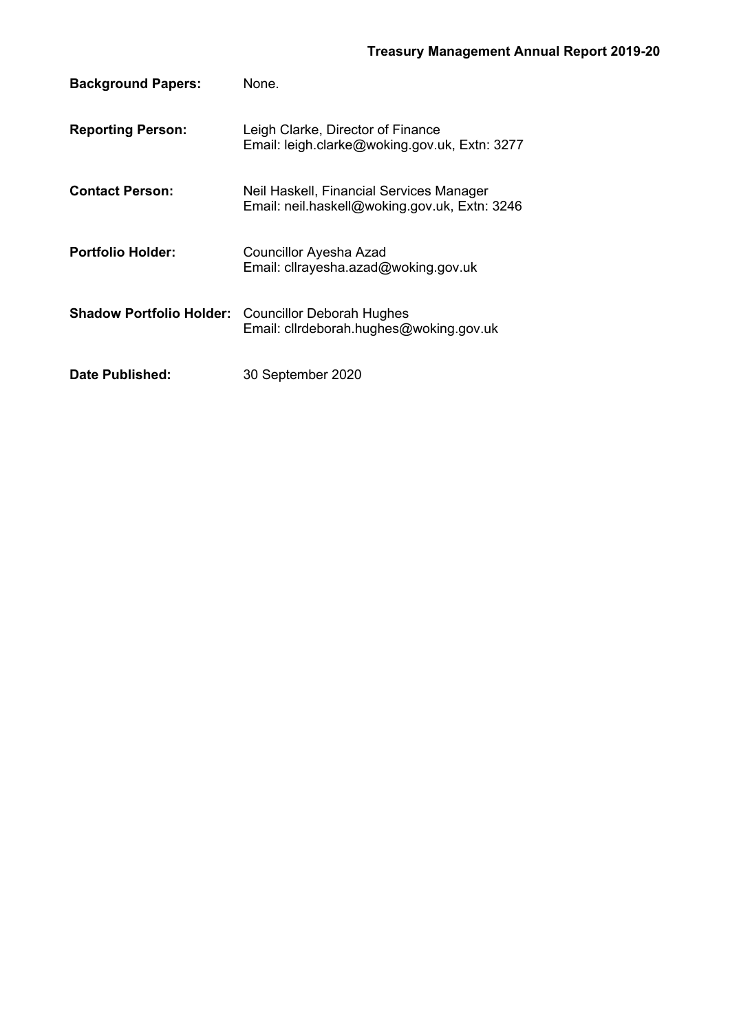**Background Papers:** None.

**Reporting Person:** Leigh Clarke, Director of Finance
Email: leigh.clarke@woking.gov.uk, Extn: 3277

**Contact Person:** Neil Haskell, Financial Services Manager
Email: neil.haskell@woking.gov.uk, Extn: 3246

**Portfolio Holder:** Councillor Ayesha Azad
Email: cllrayesha.azad@woking.gov.uk

**Shadow Portfolio Holder:** Councillor Deborah Hughes
Email: cllrdeborah.hughes@woking.gov.uk

**Date Published:** 30 September 2020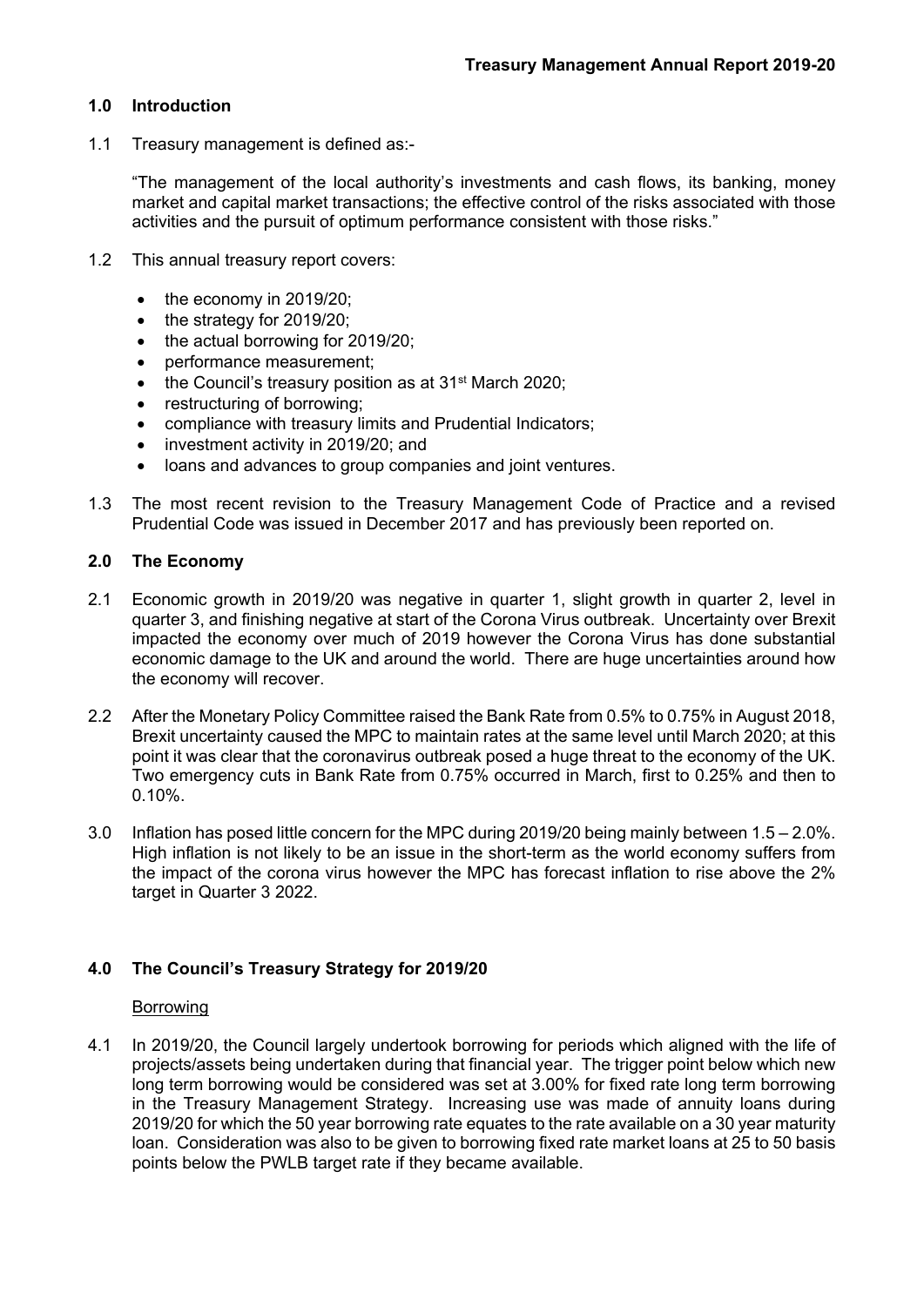## 1.0 Introduction

1.1 Treasury management is defined as:-

"The management of the local authority's investments and cash flows, its banking, money market and capital market transactions; the effective control of the risks associated with those activities and the pursuit of optimum performance consistent with those risks."

1.2 This annual treasury report covers:

- the economy in 2019/20;
- the strategy for 2019/20;
- the actual borrowing for 2019/20;
- performance measurement;
- the Council's treasury position as at 31st March 2020;
- restructuring of borrowing;
- compliance with treasury limits and Prudential Indicators;
- investment activity in 2019/20; and
- loans and advances to group companies and joint ventures.

1.3 The most recent revision to the Treasury Management Code of Practice and a revised Prudential Code was issued in December 2017 and has previously been reported on.

## 2.0 The Economy

2.1 Economic growth in 2019/20 was negative in quarter 1, slight growth in quarter 2, level in quarter 3, and finishing negative at start of the Corona Virus outbreak. Uncertainty over Brexit impacted the economy over much of 2019 however the Corona Virus has done substantial economic damage to the UK and around the world. There are huge uncertainties around how the economy will recover.

2.2 After the Monetary Policy Committee raised the Bank Rate from 0.5% to 0.75% in August 2018, Brexit uncertainty caused the MPC to maintain rates at the same level until March 2020; at this point it was clear that the coronavirus outbreak posed a huge threat to the economy of the UK. Two emergency cuts in Bank Rate from 0.75% occurred in March, first to 0.25% and then to 0.10%.

3.0 Inflation has posed little concern for the MPC during 2019/20 being mainly between 1.5 – 2.0%. High inflation is not likely to be an issue in the short-term as the world economy suffers from the impact of the corona virus however the MPC has forecast inflation to rise above the 2% target in Quarter 3 2022.

## 4.0 The Council's Treasury Strategy for 2019/20

Borrowing

4.1 In 2019/20, the Council largely undertook borrowing for periods which aligned with the life of projects/assets being undertaken during that financial year. The trigger point below which new long term borrowing would be considered was set at 3.00% for fixed rate long term borrowing in the Treasury Management Strategy. Increasing use was made of annuity loans during 2019/20 for which the 50 year borrowing rate equates to the rate available on a 30 year maturity loan. Consideration was also to be given to borrowing fixed rate market loans at 25 to 50 basis points below the PWLB target rate if they became available.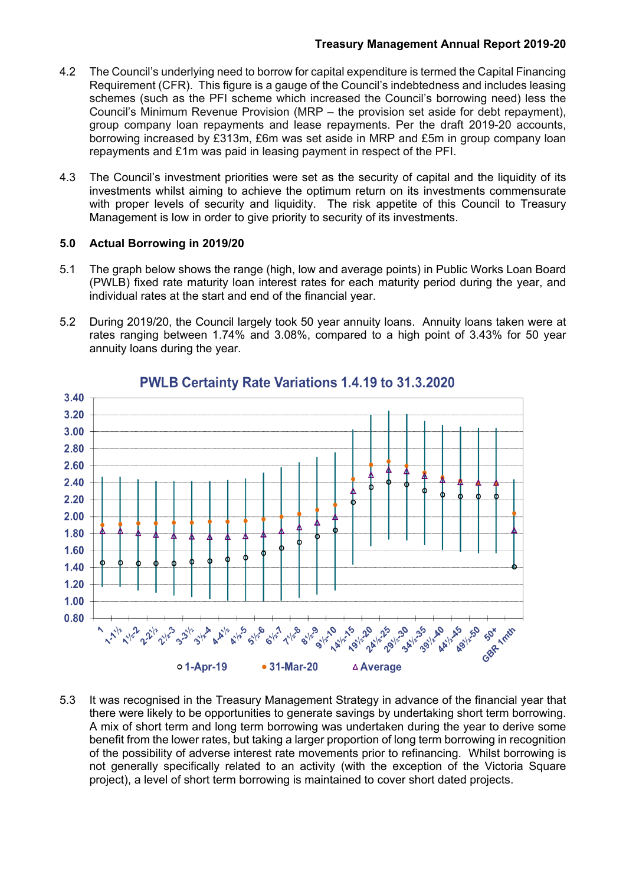4.2 The Council's underlying need to borrow for capital expenditure is termed the Capital Financing Requirement (CFR). This figure is a gauge of the Council's indebtedness and includes leasing schemes (such as the PFI scheme which increased the Council's borrowing need) less the Council's Minimum Revenue Provision (MRP – the provision set aside for debt repayment), group company loan repayments and lease repayments. Per the draft 2019-20 accounts, borrowing increased by £313m, £6m was set aside in MRP and £5m in group company loan repayments and £1m was paid in leasing payment in respect of the PFI.

4.3 The Council's investment priorities were set as the security of capital and the liquidity of its investments whilst aiming to achieve the optimum return on its investments commensurate with proper levels of security and liquidity. The risk appetite of this Council to Treasury Management is low in order to give priority to security of its investments.

## 5.0 Actual Borrowing in 2019/20

5.1 The graph below shows the range (high, low and average points) in Public Works Loan Board (PWLB) fixed rate maturity loan interest rates for each maturity period during the year, and individual rates at the start and end of the financial year.

5.2 During 2019/20, the Council largely took 50 year annuity loans. Annuity loans taken were at rates ranging between 1.74% and 3.08%, compared to a high point of 3.43% for 50 year annuity loans during the year.

**PWLB Certainty Rate Variations 1.4.19 to 31.3.2020**

Legend: 1-Apr-19; 31-Mar-20; Average

Maturity periods: 1, 1-1½, 1½-2, 2-2½, 2½-3, 3-3½, 3½-4, 4-4½, 4½-5, 5½-6, 6½-7, 7½-8, 8½-9, 9½-10, 14½-15, 19½-20, 24½-25, 29½-30, 34½-35, 39½-40, 44½-45, 49½-50, 50+, GBR 1mth

5.3 It was recognised in the Treasury Management Strategy in advance of the financial year that there were likely to be opportunities to generate savings by undertaking short term borrowing. A mix of short term and long term borrowing was undertaken during the year to derive some benefit from the lower rates, but taking a larger proportion of long term borrowing in recognition of the possibility of adverse interest rate movements prior to refinancing. Whilst borrowing is not generally specifically related to an activity (with the exception of the Victoria Square project), a level of short term borrowing is maintained to cover short dated projects.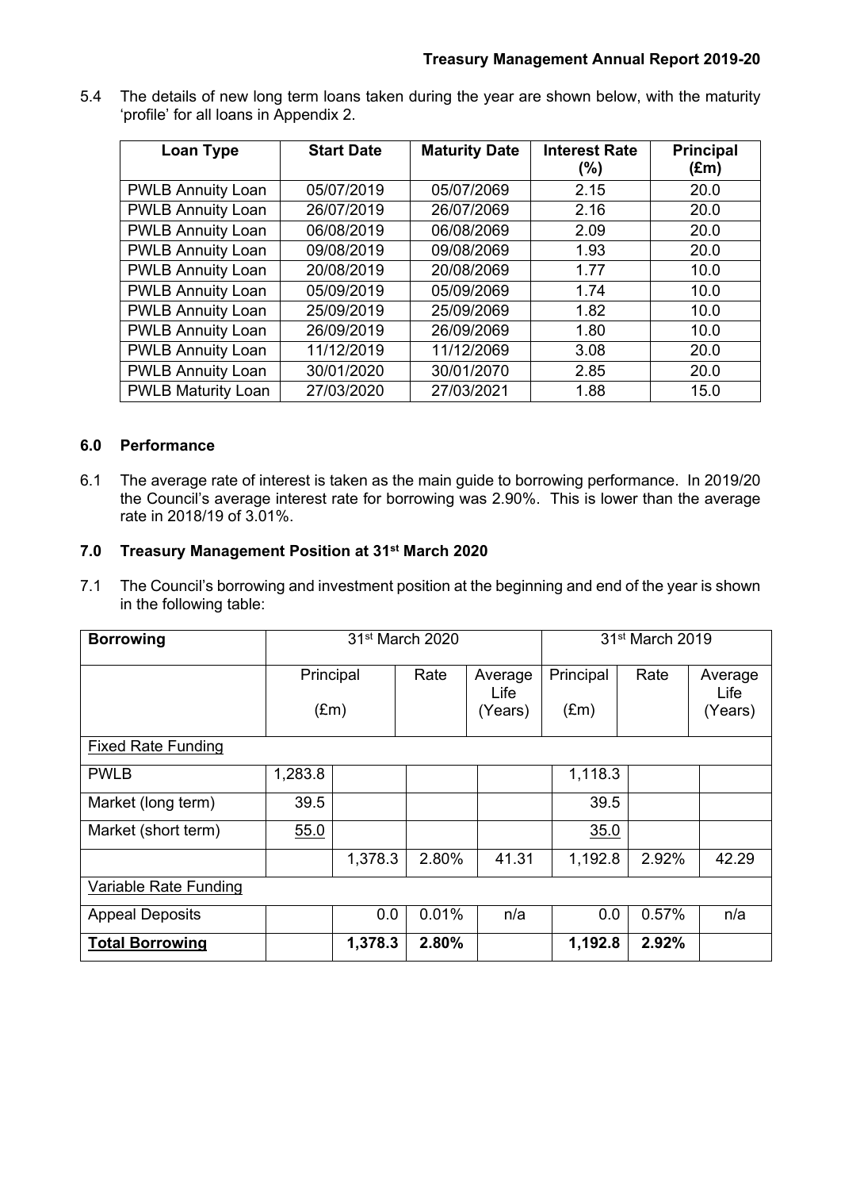5.4 The details of new long term loans taken during the year are shown below, with the maturity 'profile' for all loans in Appendix 2.

| Loan Type | Start Date | Maturity Date | Interest Rate (%) | Principal (£m) |
|---|---|---|---|---|
| PWLB Annuity Loan | 05/07/2019 | 05/07/2069 | 2.15 | 20.0 |
| PWLB Annuity Loan | 26/07/2019 | 26/07/2069 | 2.16 | 20.0 |
| PWLB Annuity Loan | 06/08/2019 | 06/08/2069 | 2.09 | 20.0 |
| PWLB Annuity Loan | 09/08/2019 | 09/08/2069 | 1.93 | 20.0 |
| PWLB Annuity Loan | 20/08/2019 | 20/08/2069 | 1.77 | 10.0 |
| PWLB Annuity Loan | 05/09/2019 | 05/09/2069 | 1.74 | 10.0 |
| PWLB Annuity Loan | 25/09/2019 | 25/09/2069 | 1.82 | 10.0 |
| PWLB Annuity Loan | 26/09/2019 | 26/09/2069 | 1.80 | 10.0 |
| PWLB Annuity Loan | 11/12/2019 | 11/12/2069 | 3.08 | 20.0 |
| PWLB Annuity Loan | 30/01/2020 | 30/01/2070 | 2.85 | 20.0 |
| PWLB Maturity Loan | 27/03/2020 | 27/03/2021 | 1.88 | 15.0 |

## 6.0 Performance

6.1 The average rate of interest is taken as the main guide to borrowing performance. In 2019/20 the Council's average interest rate for borrowing was 2.90%. This is lower than the average rate in 2018/19 of 3.01%.

## 7.0 Treasury Management Position at 31st March 2020

7.1 The Council's borrowing and investment position at the beginning and end of the year is shown in the following table:

| **Borrowing** | 31st March 2020 | | | | 31st March 2019 | | |
|---|---|---|---|---|---|---|---|
| | Principal (£m) | | Rate | Average Life (Years) | Principal (£m) | Rate | Average Life (Years) |
| Fixed Rate Funding | | | | | | | |
| PWLB | 1,283.8 | | | | 1,118.3 | | |
| Market (long term) | 39.5 | | | | 39.5 | | |
| Market (short term) | 55.0 | | | | 35.0 | | |
| | | 1,378.3 | 2.80% | 41.31 | 1,192.8 | 2.92% | 42.29 |
| Variable Rate Funding | | | | | | | |
| Appeal Deposits | | 0.0 | 0.01% | n/a | 0.0 | 0.57% | n/a |
| **Total Borrowing** | | **1,378.3** | **2.80%** | | **1,192.8** | **2.92%** | |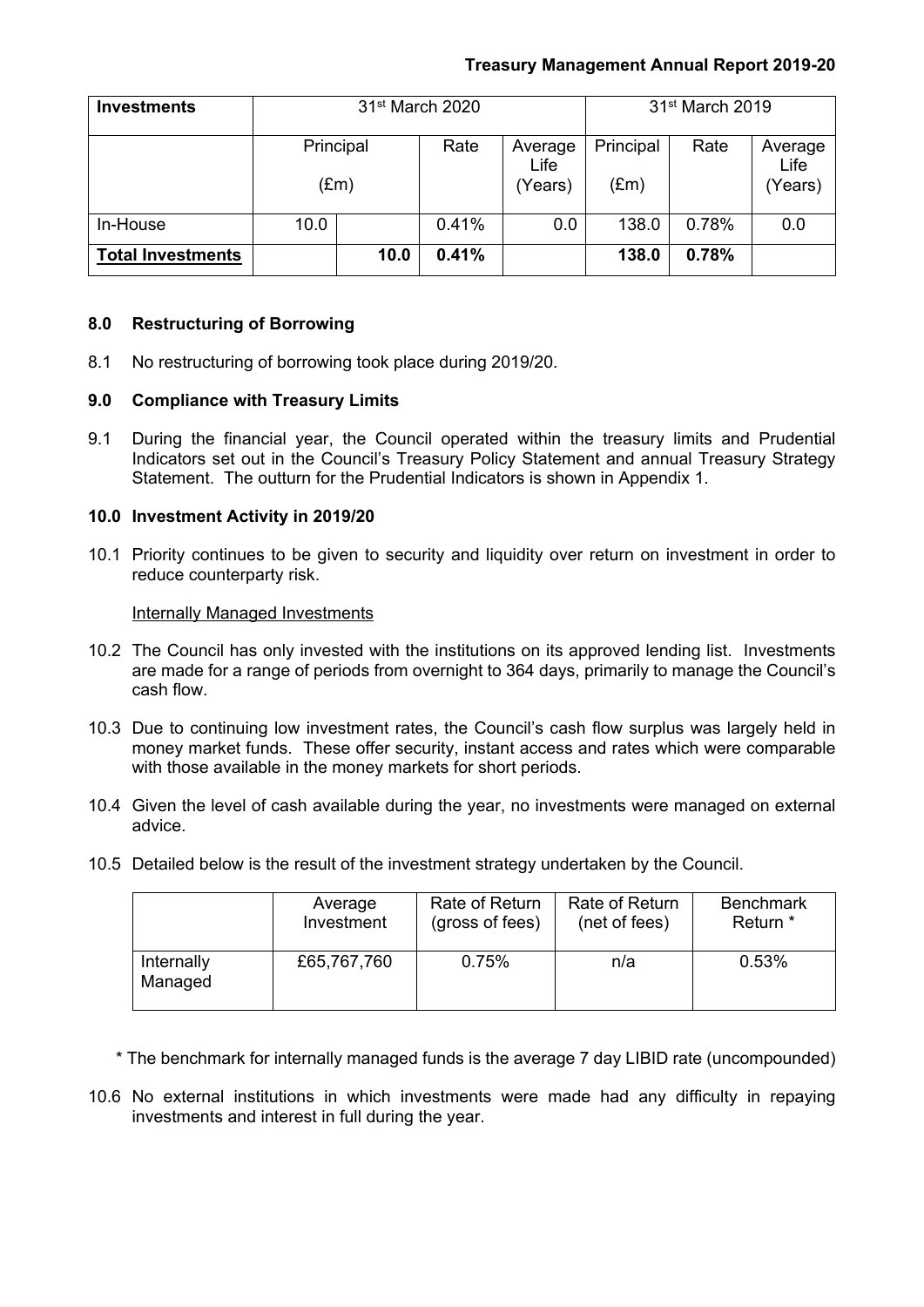| Investments | 31st March 2020 | | | | 31st March 2019 | | |
|---|---|---|---|---|---|---|---|
| | Principal (£m) | | Rate | Average Life (Years) | Principal (£m) | Rate | Average Life (Years) |
| In-House | 10.0 | | 0.41% | 0.0 | 138.0 | 0.78% | 0.0 |
| **Total Investments** | | **10.0** | **0.41%** | | **138.0** | **0.78%** | |

## 8.0 Restructuring of Borrowing

8.1 No restructuring of borrowing took place during 2019/20.

## 9.0 Compliance with Treasury Limits

9.1 During the financial year, the Council operated within the treasury limits and Prudential Indicators set out in the Council's Treasury Policy Statement and annual Treasury Strategy Statement. The outturn for the Prudential Indicators is shown in Appendix 1.

## 10.0 Investment Activity in 2019/20

10.1 Priority continues to be given to security and liquidity over return on investment in order to reduce counterparty risk.

Internally Managed Investments

10.2 The Council has only invested with the institutions on its approved lending list. Investments are made for a range of periods from overnight to 364 days, primarily to manage the Council's cash flow.

10.3 Due to continuing low investment rates, the Council's cash flow surplus was largely held in money market funds. These offer security, instant access and rates which were comparable with those available in the money markets for short periods.

10.4 Given the level of cash available during the year, no investments were managed on external advice.

10.5 Detailed below is the result of the investment strategy undertaken by the Council.

| | Average Investment | Rate of Return (gross of fees) | Rate of Return (net of fees) | Benchmark Return * |
|---|---|---|---|---|
| Internally Managed | £65,767,760 | 0.75% | n/a | 0.53% |

\* The benchmark for internally managed funds is the average 7 day LIBID rate (uncompounded)

10.6 No external institutions in which investments were made had any difficulty in repaying investments and interest in full during the year.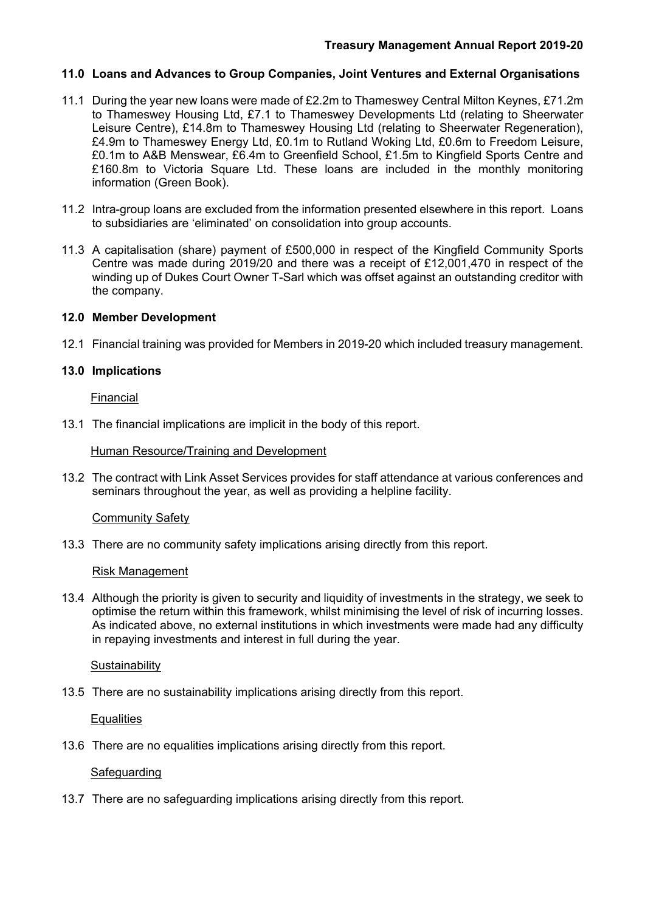## 11.0 Loans and Advances to Group Companies, Joint Ventures and External Organisations

11.1 During the year new loans were made of £2.2m to Thameswey Central Milton Keynes, £71.2m to Thameswey Housing Ltd, £7.1 to Thameswey Developments Ltd (relating to Sheerwater Leisure Centre), £14.8m to Thameswey Housing Ltd (relating to Sheerwater Regeneration), £4.9m to Thameswey Energy Ltd, £0.1m to Rutland Woking Ltd, £0.6m to Freedom Leisure, £0.1m to A&B Menswear, £6.4m to Greenfield School, £1.5m to Kingfield Sports Centre and £160.8m to Victoria Square Ltd. These loans are included in the monthly monitoring information (Green Book).

11.2 Intra-group loans are excluded from the information presented elsewhere in this report. Loans to subsidiaries are 'eliminated' on consolidation into group accounts.

11.3 A capitalisation (share) payment of £500,000 in respect of the Kingfield Community Sports Centre was made during 2019/20 and there was a receipt of £12,001,470 in respect of the winding up of Dukes Court Owner T-Sarl which was offset against an outstanding creditor with the company.

## 12.0 Member Development

12.1 Financial training was provided for Members in 2019-20 which included treasury management.

## 13.0 Implications

Financial

13.1 The financial implications are implicit in the body of this report.

Human Resource/Training and Development

13.2 The contract with Link Asset Services provides for staff attendance at various conferences and seminars throughout the year, as well as providing a helpline facility.

Community Safety

13.3 There are no community safety implications arising directly from this report.

Risk Management

13.4 Although the priority is given to security and liquidity of investments in the strategy, we seek to optimise the return within this framework, whilst minimising the level of risk of incurring losses. As indicated above, no external institutions in which investments were made had any difficulty in repaying investments and interest in full during the year.

Sustainability

13.5 There are no sustainability implications arising directly from this report.

Equalities

13.6 There are no equalities implications arising directly from this report.

Safeguarding

13.7 There are no safeguarding implications arising directly from this report.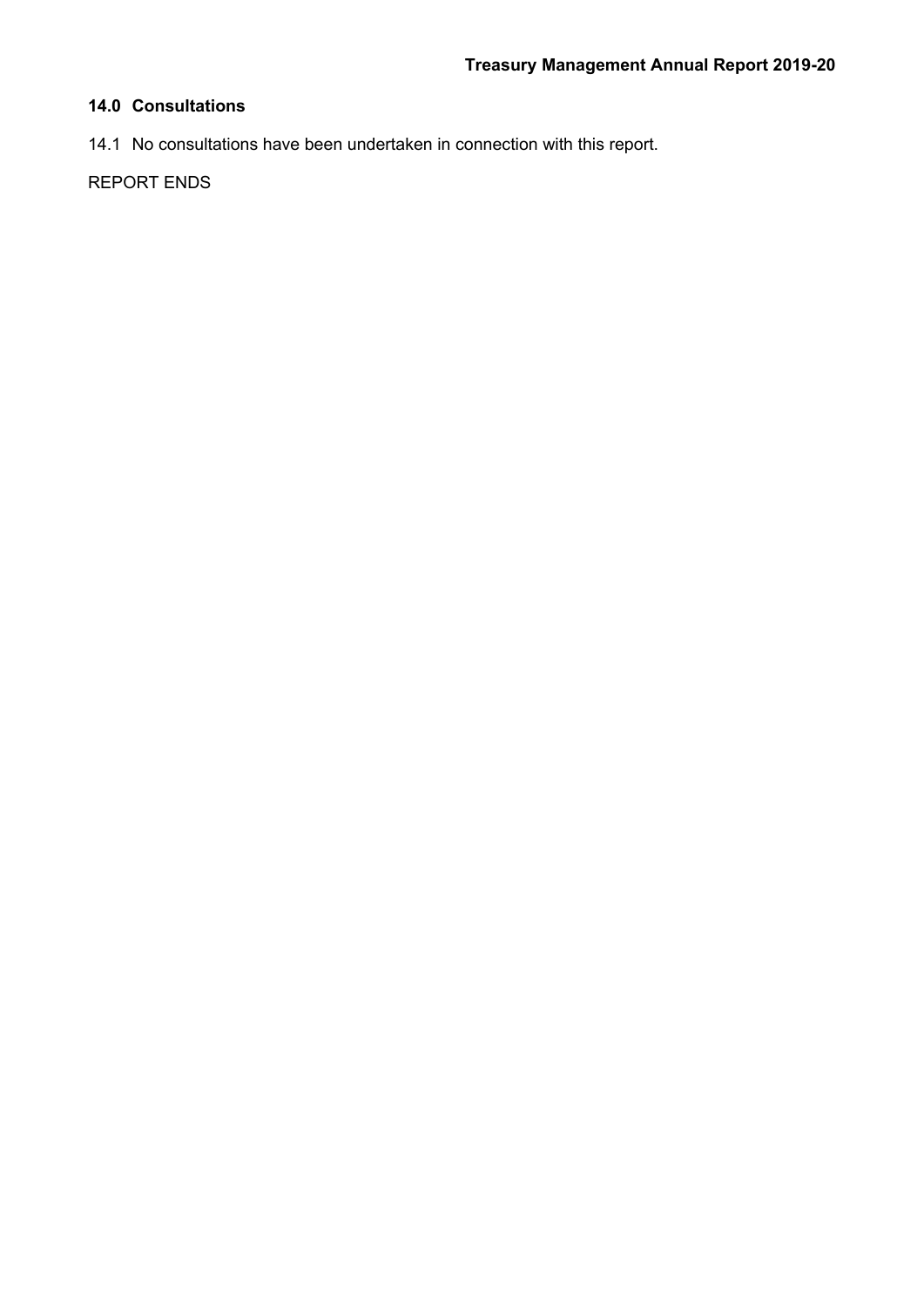## 14.0 Consultations

14.1 No consultations have been undertaken in connection with this report.

REPORT ENDS